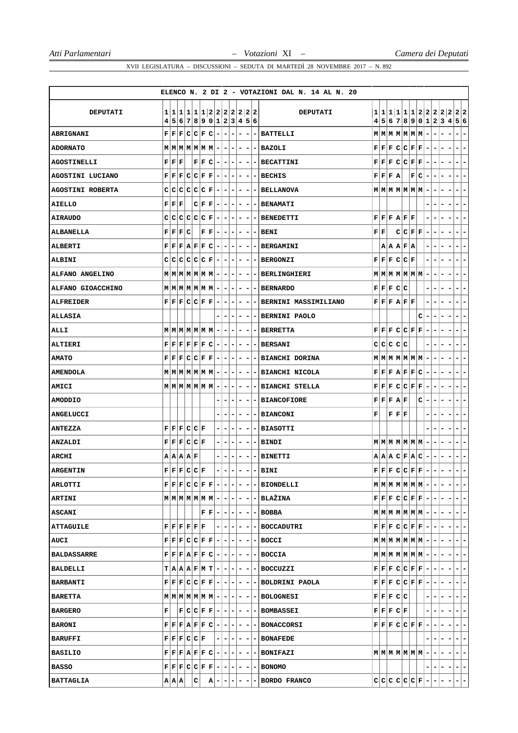## ELENCO N. 2 DI 2 - VOTAZIONI DAL N. 14 AL N. 20

| DEPUTATI | 14 | 15 | 16 | 17 | 18 | 19 | 20 | 21 | 22 | 23 | 24 | 25 | 26 | DEPUTATI | 14 | 15 | 16 | 17 | 18 | 19 | 20 | 21 | 22 | 23 | 24 | 25 | 26 |
|---|---|---|---|---|---|---|---|---|---|---|---|---|---|---|---|---|---|---|---|---|---|---|---|---|---|---|---|
| ABRIGNANI | F | F | F | C | C | F | C | - | - | - | - | - | - | BATTELLI | M | M | M | M | M | M | M | - | - | - | - | - | - |
| ADORNATO | M | M | M | M | M | M | M | - | - | - | - | - | - | BAZOLI | F | F | F | C | C | F | F | - | - | - | - | - | - |
| AGOSTINELLI | F | F | F | | F | F | C | - | - | - | - | - | - | BECATTINI | F | F | F | C | C | F | F | - | - | - | - | - | - |
| AGOSTINI LUCIANO | F | F | F | C | C | F | F | - | - | - | - | - | - | BECHIS | F | F | F | A | | F | C | - | - | - | - | - | - |
| AGOSTINI ROBERTA | C | C | C | C | C | C | F | - | - | - | - | - | - | BELLANOVA | M | M | M | M | M | M | M | - | - | - | - | - | - |
| AIELLO | F | F | F | | C | F | F | - | - | - | - | - | - | BENAMATI | | | | | | | | - | - | - | - | - | - |
| AIRAUDO | C | C | C | C | C | C | F | - | - | - | - | - | - | BENEDETTI | F | F | F | A | F | F | | - | - | - | - | - | - |
| ALBANELLA | F | F | F | C | | F | F | - | - | - | - | - | - | BENI | F | F | | C | C | F | F | - | - | - | - | - | - |
| ALBERTI | F | F | F | A | F | F | C | - | - | - | - | - | - | BERGAMINI | | A | A | A | F | A | | - | - | - | - | - | - |
| ALBINI | C | C | C | C | C | C | F | - | - | - | - | - | - | BERGONZI | F | F | F | C | C | F | | - | - | - | - | - | - |
| ALFANO ANGELINO | M | M | M | M | M | M | M | - | - | - | - | - | - | BERLINGHIERI | M | M | M | M | M | M | M | - | - | - | - | - | - |
| ALFANO GIOACCHINO | M | M | M | M | M | M | M | - | - | - | - | - | - | BERNARDO | F | F | F | C | C | | | - | - | - | - | - | - |
| ALFREIDER | F | F | F | C | C | F | F | - | - | - | - | - | - | BERNINI MASSIMILIANO | F | F | F | A | F | F | | - | - | - | - | - | - |
| ALLASIA | | | | | | | | - | - | - | - | - | - | BERNINI PAOLO | | | | | | | C | - | - | - | - | - | - |
| ALLI | M | M | M | M | M | M | M | - | - | - | - | - | - | BERRETTA | F | F | F | C | C | F | F | - | - | - | - | - | - |
| ALTIERI | F | F | F | F | F | F | C | - | - | - | - | - | - | BERSANI | C | C | C | C | C | | | - | - | - | - | - | - |
| AMATO | F | F | F | C | C | F | F | - | - | - | - | - | - | BIANCHI DORINA | M | M | M | M | M | M | M | - | - | - | - | - | - |
| AMENDOLA | M | M | M | M | M | M | M | - | - | - | - | - | - | BIANCHI NICOLA | F | F | F | A | F | F | C | - | - | - | - | - | - |
| AMICI | M | M | M | M | M | M | M | - | - | - | - | - | - | BIANCHI STELLA | F | F | F | C | C | F | F | - | - | - | - | - | - |
| AMODDIO | | | | | | | | - | - | - | - | - | - | BIANCOFIORE | F | F | F | A | F | | C | - | - | - | - | - | - |
| ANGELUCCI | | | | | | | | - | - | - | - | - | - | BIANCONI | F | | F | F | F | | | - | - | - | - | - | - |
| ANTEZZA | F | F | F | C | C | F | | - | - | - | - | - | - | BIASOTTI | | | | | | | | - | - | - | - | - | - |
| ANZALDI | F | F | F | C | C | F | | - | - | - | - | - | - | BINDI | M | M | M | M | M | M | M | - | - | - | - | - | - |
| ARCHI | A | A | A | A | F | | | - | - | - | - | - | - | BINETTI | A | A | A | C | F | A | C | - | - | - | - | - | - |
| ARGENTIN | F | F | F | C | C | F | | - | - | - | - | - | - | BINI | F | F | F | C | C | F | F | - | - | - | - | - | - |
| ARLOTTI | F | F | F | C | C | F | F | - | - | - | - | - | - | BIONDELLI | M | M | M | M | M | M | M | - | - | - | - | - | - |
| ARTINI | M | M | M | M | M | M | M | - | - | - | - | - | - | BLAŽINA | F | F | F | C | C | F | F | - | - | - | - | - | - |
| ASCANI | | | | | | F | F | - | - | - | - | - | - | BOBBA | M | M | M | M | M | M | M | - | - | - | - | - | - |
| ATTAGUILE | F | F | F | F | F | F | | - | - | - | - | - | - | BOCCADUTRI | F | F | F | C | C | F | F | - | - | - | - | - | - |
| AUCI | F | F | F | C | C | F | F | - | - | - | - | - | - | BOCCI | M | M | M | M | M | M | M | - | - | - | - | - | - |
| BALDASSARRE | F | F | F | A | F | F | C | - | - | - | - | - | - | BOCCIA | M | M | M | M | M | M | M | - | - | - | - | - | - |
| BALDELLI | T | A | A | A | F | M | T | - | - | - | - | - | - | BOCCUZZI | F | F | F | C | C | F | F | - | - | - | - | - | - |
| BARBANTI | F | F | F | C | C | F | F | - | - | - | - | - | - | BOLDRINI PAOLA | F | F | F | C | C | F | F | - | - | - | - | - | - |
| BARETTA | M | M | M | M | M | M | M | - | - | - | - | - | - | BOLOGNESI | F | F | F | C | C | | | - | - | - | - | - | - |
| BARGERO | F | | F | C | C | F | F | - | - | - | - | - | - | BOMBASSEI | F | F | F | C | F | | | - | - | - | - | - | - |
| BARONI | F | F | F | A | F | F | C | - | - | - | - | - | - | BONACCORSI | F | F | F | C | C | F | F | - | - | - | - | - | - |
| BARUFFI | F | F | F | C | C | F | | - | - | - | - | - | - | BONAFEDE | | | | | | | | - | - | - | - | - | - |
| BASILIO | F | F | F | A | F | F | C | - | - | - | - | - | - | BONIFAZI | M | M | M | M | M | M | M | - | - | - | - | - | - |
| BASSO | F | F | F | C | C | F | F | - | - | - | - | - | - | BONOMO | | | | | | | | - | - | - | - | - | - |
| BATTAGLIA | A | A | A | | C | | A | - | - | - | - | - | - | BORDO FRANCO | C | C | C | C | C | C | F | - | - | - | - | - | - |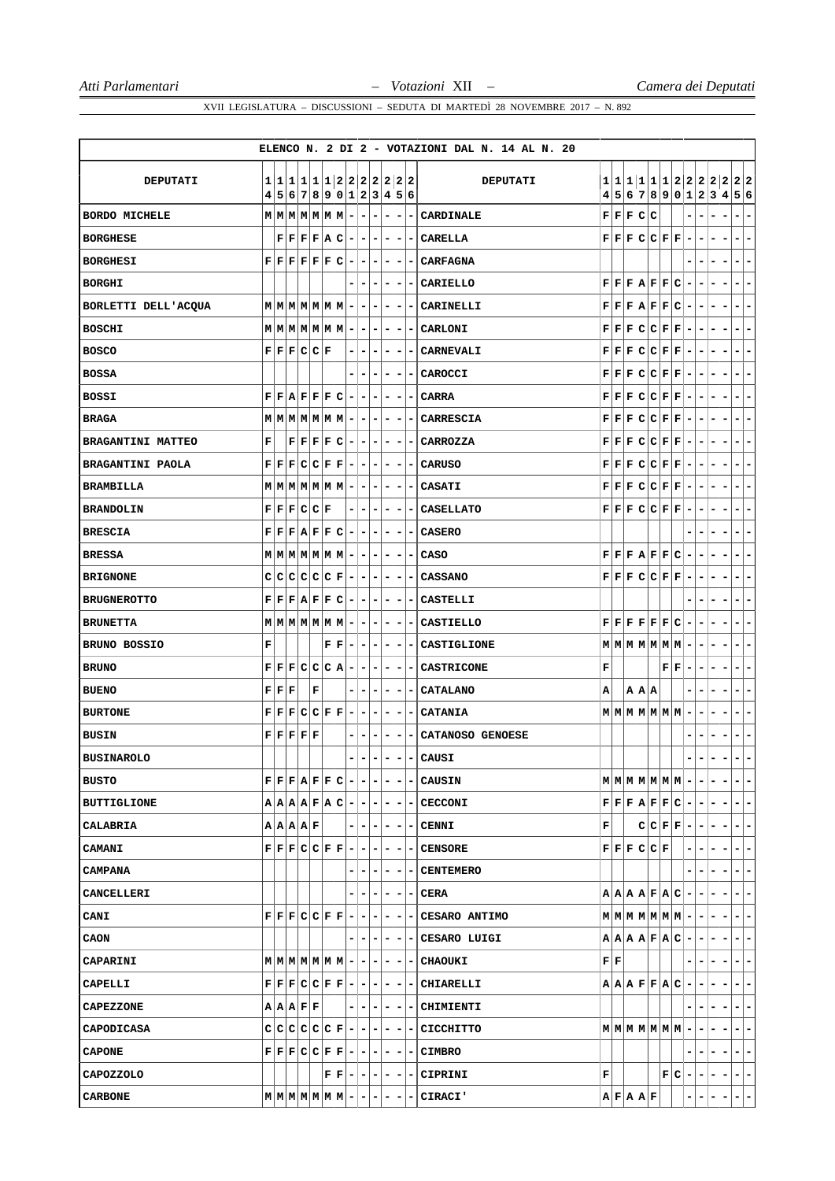ELENCO N. 2 DI 2 - VOTAZIONI DAL N. 14 AL N. 20

| DEPUTATI | 14 | 15 | 16 | 17 | 18 | 19 | 20 | 21 | 22 | 23 | 24 | 25 | 26 | DEPUTATI | 14 | 15 | 16 | 17 | 18 | 19 | 20 | 21 | 22 | 23 | 24 | 25 | 26 |
|---|---|---|---|---|---|---|---|---|---|---|---|---|---|---|---|---|---|---|---|---|---|---|---|---|---|---|---|
| BORDO MICHELE | M | M | M | M | M | M | M | - | - | - | - | - | - | CARDINALE | F | F | F | C | C | | | - | - | - | - | - | - |
| BORGHESE | | F | F | F | F | A | C | - | - | - | - | - | - | CARELLA | F | F | F | C | C | F | F | - | - | - | - | - | - |
| BORGHESI | F | F | F | F | F | F | C | - | - | - | - | - | - | CARFAGNA | | | | | | | | - | - | - | - | - | - |
| BORGHI | | | | | | | | - | - | - | - | - | - | CARIELLO | F | F | F | A | F | F | C | - | - | - | - | - | - |
| BORLETTI DELL'ACQUA | M | M | M | M | M | M | M | - | - | - | - | - | - | CARINELLI | F | F | F | A | F | F | C | - | - | - | - | - | - |
| BOSCHI | M | M | M | M | M | M | M | - | - | - | - | - | - | CARLONI | F | F | F | C | C | F | F | - | - | - | - | - | - |
| BOSCO | F | F | F | C | C | F | | - | - | - | - | - | - | CARNEVALI | F | F | F | C | C | F | F | - | - | - | - | - | - |
| BOSSA | | | | | | | | - | - | - | - | - | - | CAROCCI | F | F | F | C | C | F | F | - | - | - | - | - | - |
| BOSSI | F | F | A | F | F | F | C | - | - | - | - | - | - | CARRA | F | F | F | C | C | F | F | - | - | - | - | - | - |
| BRAGA | M | M | M | M | M | M | M | - | - | - | - | - | - | CARRESCIA | F | F | F | C | C | F | F | - | - | - | - | - | - |
| BRAGANTINI MATTEO | F | | F | F | F | F | C | - | - | - | - | - | - | CARROZZA | F | F | F | C | C | F | F | - | - | - | - | - | - |
| BRAGANTINI PAOLA | F | F | F | C | C | F | F | - | - | - | - | - | - | CARUSO | F | F | F | C | C | F | F | - | - | - | - | - | - |
| BRAMBILLA | M | M | M | M | M | M | M | - | - | - | - | - | - | CASATI | F | F | F | C | C | F | F | - | - | - | - | - | - |
| BRANDOLIN | F | F | F | C | C | F | | - | - | - | - | - | - | CASELLATO | F | F | F | C | C | F | F | - | - | - | - | - | - |
| BRESCIA | F | F | F | A | F | F | C | - | - | - | - | - | - | CASERO | | | | | | | | - | - | - | - | - | - |
| BRESSA | M | M | M | M | M | M | M | - | - | - | - | - | - | CASO | F | F | F | A | F | F | C | - | - | - | - | - | - |
| BRIGNONE | C | C | C | C | C | C | F | - | - | - | - | - | - | CASSANO | F | F | F | C | C | F | F | - | - | - | - | - | - |
| BRUGNEROTTO | F | F | F | A | F | F | C | - | - | - | - | - | - | CASTELLI | | | | | | | | - | - | - | - | - | - |
| BRUNETTA | M | M | M | M | M | M | M | - | - | - | - | - | - | CASTIELLO | F | F | F | F | F | F | C | - | - | - | - | - | - |
| BRUNO BOSSIO | F | | | | | F | F | - | - | - | - | - | - | CASTIGLIONE | M | M | M | M | M | M | M | - | - | - | - | - | - |
| BRUNO | F | F | F | C | C | C | A | - | - | - | - | - | - | CASTRICONE | F | | | | | F | F | - | - | - | - | - | - |
| BUENO | F | F | F | | F | | | - | - | - | - | - | - | CATALANO | A | | A | A | A | | | - | - | - | - | - | - |
| BURTONE | F | F | F | C | C | F | F | - | - | - | - | - | - | CATANIA | M | M | M | M | M | M | M | - | - | - | - | - | - |
| BUSIN | F | F | F | F | F | | | - | - | - | - | - | - | CATANOSO GENOESE | | | | | | | | - | - | - | - | - | - |
| BUSINAROLO | | | | | | | | - | - | - | - | - | - | CAUSI | | | | | | | | - | - | - | - | - | - |
| BUSTO | F | F | F | A | F | F | C | - | - | - | - | - | - | CAUSIN | M | M | M | M | M | M | M | - | - | - | - | - | - |
| BUTTIGLIONE | A | A | A | A | F | A | C | - | - | - | - | - | - | CECCONI | F | F | F | A | F | F | C | - | - | - | - | - | - |
| CALABRIA | A | A | A | A | F | | | - | - | - | - | - | - | CENNI | F | | | C | C | F | F | - | - | - | - | - | - |
| CAMANI | F | F | F | C | C | F | F | - | - | - | - | - | - | CENSORE | F | F | F | C | C | F | | - | - | - | - | - | - |
| CAMPANA | | | | | | | | - | - | - | - | - | - | CENTEMERO | | | | | | | | - | - | - | - | - | - |
| CANCELLERI | | | | | | | | - | - | - | - | - | - | CERA | A | A | A | A | F | A | C | - | - | - | - | - | - |
| CANI | F | F | F | C | C | F | F | - | - | - | - | - | - | CESARO ANTIMO | M | M | M | M | M | M | M | - | - | - | - | - | - |
| CAON | | | | | | | | - | - | - | - | - | - | CESARO LUIGI | A | A | A | A | F | A | C | - | - | - | - | - | - |
| CAPARINI | M | M | M | M | M | M | M | - | - | - | - | - | - | CHAOUKI | F | F | | | | | | - | - | - | - | - | - |
| CAPELLI | F | F | F | C | C | F | F | - | - | - | - | - | - | CHIARELLI | A | A | A | F | F | A | C | - | - | - | - | - | - |
| CAPEZZONE | A | A | A | F | F | | | - | - | - | - | - | - | CHIMIENTI | | | | | | | | - | - | - | - | - | - |
| CAPODICASA | C | C | C | C | C | C | F | - | - | - | - | - | - | CICCHITTO | M | M | M | M | M | M | M | - | - | - | - | - | - |
| CAPONE | F | F | F | C | C | F | F | - | - | - | - | - | - | CIMBRO | | | | | | | | - | - | - | - | - | - |
| CAPOZZOLO | | | | | | F | F | - | - | - | - | - | - | CIPRINI | F | | | | | F | C | - | - | - | - | - | - |
| CARBONE | M | M | M | M | M | M | M | - | - | - | - | - | - | CIRACI' | A | F | A | A | F | | | - | - | - | - | - | - |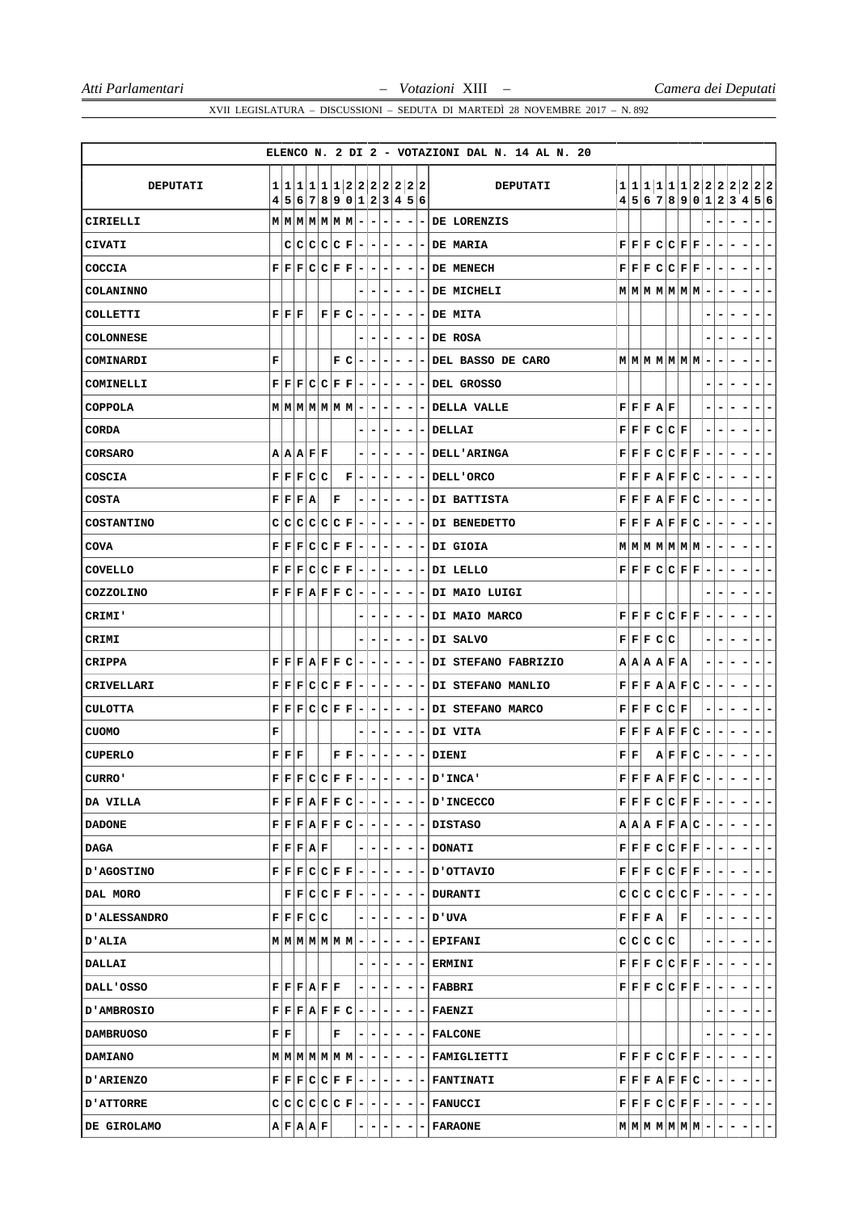## ELENCO N. 2 DI 2 - VOTAZIONI DAL N. 14 AL N. 20

| DEPUTATI | 14 | 15 | 16 | 17 | 18 | 19 | 20 | 21 | 22 | 23 | 24 | 25 | 26 | DEPUTATI | 14 | 15 | 16 | 17 | 18 | 19 | 20 | 21 | 22 | 23 | 24 | 25 | 26 |
|---|---|---|---|---|---|---|---|---|---|---|---|---|---|---|---|---|---|---|---|---|---|---|---|---|---|---|---|
| CIRIELLI | M | M | M | M | M | M | M | - | - | - | - | - | - | DE LORENZIS | | | | | | | | - | - | - | - | - | - |
| CIVATI | | C | C | C | C | C | F | - | - | - | - | - | - | DE MARIA | F | F | F | C | C | F | F | - | - | - | - | - | - |
| COCCIA | F | F | F | C | C | F | F | - | - | - | - | - | - | DE MENECH | F | F | F | C | C | F | F | - | - | - | - | - | - |
| COLANINNO | | | | | | | | - | - | - | - | - | - | DE MICHELI | M | M | M | M | M | M | M | - | - | - | - | - | - |
| COLLETTI | F | F | F | | F | F | C | - | - | - | - | - | - | DE MITA | | | | | | | | - | - | - | - | - | - |
| COLONNESE | | | | | | | | - | - | - | - | - | - | DE ROSA | | | | | | | | - | - | - | - | - | - |
| COMINARDI | F | | | | | F | C | - | - | - | - | - | - | DEL BASSO DE CARO | M | M | M | M | M | M | M | - | - | - | - | - | - |
| COMINELLI | F | F | F | C | C | F | F | - | - | - | - | - | - | DEL GROSSO | | | | | | | | - | - | - | - | - | - |
| COPPOLA | M | M | M | M | M | M | M | - | - | - | - | - | - | DELLA VALLE | F | F | F | A | F | | | - | - | - | - | - | - |
| CORDA | | | | | | | | - | - | - | - | - | - | DELLAI | F | F | F | C | C | F | | - | - | - | - | - | - |
| CORSARO | A | A | A | F | F | | | - | - | - | - | - | - | DELL'ARINGA | F | F | F | C | C | F | F | - | - | - | - | - | - |
| COSCIA | F | F | F | C | C | | F | - | - | - | - | - | - | DELL'ORCO | F | F | F | A | F | F | C | - | - | - | - | - | - |
| COSTA | F | F | F | A | | F | | - | - | - | - | - | - | DI BATTISTA | F | F | F | A | F | F | C | - | - | - | - | - | - |
| COSTANTINO | C | C | C | C | C | C | F | - | - | - | - | - | - | DI BENEDETTO | F | F | F | A | F | F | C | - | - | - | - | - | - |
| COVA | F | F | F | C | C | F | F | - | - | - | - | - | - | DI GIOIA | M | M | M | M | M | M | M | - | - | - | - | - | - |
| COVELLO | F | F | F | C | C | F | F | - | - | - | - | - | - | DI LELLO | F | F | F | C | C | F | F | - | - | - | - | - | - |
| COZZOLINO | F | F | F | A | F | F | C | - | - | - | - | - | - | DI MAIO LUIGI | | | | | | | | - | - | - | - | - | - |
| CRIMI' | | | | | | | | - | - | - | - | - | - | DI MAIO MARCO | F | F | F | C | C | F | F | - | - | - | - | - | - |
| CRIMI | | | | | | | | - | - | - | - | - | - | DI SALVO | F | F | F | C | C | | | - | - | - | - | - | - |
| CRIPPA | F | F | F | A | F | F | C | - | - | - | - | - | - | DI STEFANO FABRIZIO | A | A | A | A | F | A | | - | - | - | - | - | - |
| CRIVELLARI | F | F | F | C | C | F | F | - | - | - | - | - | - | DI STEFANO MANLIO | F | F | F | A | A | F | C | - | - | - | - | - | - |
| CULOTTA | F | F | F | C | C | F | F | - | - | - | - | - | - | DI STEFANO MARCO | F | F | F | C | C | F | | - | - | - | - | - | - |
| CUOMO | F | | | | | | | - | - | - | - | - | - | DI VITA | F | F | F | A | F | F | C | - | - | - | - | - | - |
| CUPERLO | F | F | F | | | F | F | - | - | - | - | - | - | DIENI | F | F | | A | F | F | C | - | - | - | - | - | - |
| CURRO' | F | F | F | C | C | F | F | - | - | - | - | - | - | D'INCA' | F | F | F | A | F | F | C | - | - | - | - | - | - |
| DA VILLA | F | F | F | A | F | F | C | - | - | - | - | - | - | D'INCECCO | F | F | F | C | C | F | F | - | - | - | - | - | - |
| DADONE | F | F | F | A | F | F | C | - | - | - | - | - | - | DISTASO | A | A | A | F | F | A | C | - | - | - | - | - | - |
| DAGA | F | F | F | A | F | | | - | - | - | - | - | - | DONATI | F | F | F | C | C | F | F | - | - | - | - | - | - |
| D'AGOSTINO | F | F | F | C | C | F | F | - | - | - | - | - | - | D'OTTAVIO | F | F | F | C | C | F | F | - | - | - | - | - | - |
| DAL MORO | | F | F | C | C | F | F | - | - | - | - | - | - | DURANTI | C | C | C | C | C | C | F | - | - | - | - | - | - |
| D'ALESSANDRO | F | F | F | C | C | | | - | - | - | - | - | - | D'UVA | F | F | F | A | | F | | - | - | - | - | - | - |
| D'ALIA | M | M | M | M | M | M | M | - | - | - | - | - | - | EPIFANI | C | C | C | C | C | | | - | - | - | - | - | - |
| DALLAI | | | | | | | | - | - | - | - | - | - | ERMINI | F | F | F | C | C | F | F | - | - | - | - | - | - |
| DALL'OSSO | F | F | F | A | F | F | | - | - | - | - | - | - | FABBRI | F | F | F | C | C | F | F | - | - | - | - | - | - |
| D'AMBROSIO | F | F | F | A | F | F | C | - | - | - | - | - | - | FAENZI | | | | | | | | - | - | - | - | - | - |
| DAMBRUOSO | F | F | | | | F | | - | - | - | - | - | - | FALCONE | | | | | | | | - | - | - | - | - | - |
| DAMIANO | M | M | M | M | M | M | M | - | - | - | - | - | - | FAMIGLIETTI | F | F | F | C | C | F | F | - | - | - | - | - | - |
| D'ARIENZO | F | F | F | C | C | F | F | - | - | - | - | - | - | FANTINATI | F | F | F | A | F | F | C | - | - | - | - | - | - |
| D'ATTORRE | C | C | C | C | C | C | F | - | - | - | - | - | - | FANUCCI | F | F | F | C | C | F | F | - | - | - | - | - | - |
| DE GIROLAMO | A | F | A | A | F | | | - | - | - | - | - | - | FARAONE | M | M | M | M | M | M | M | - | - | - | - | - | - |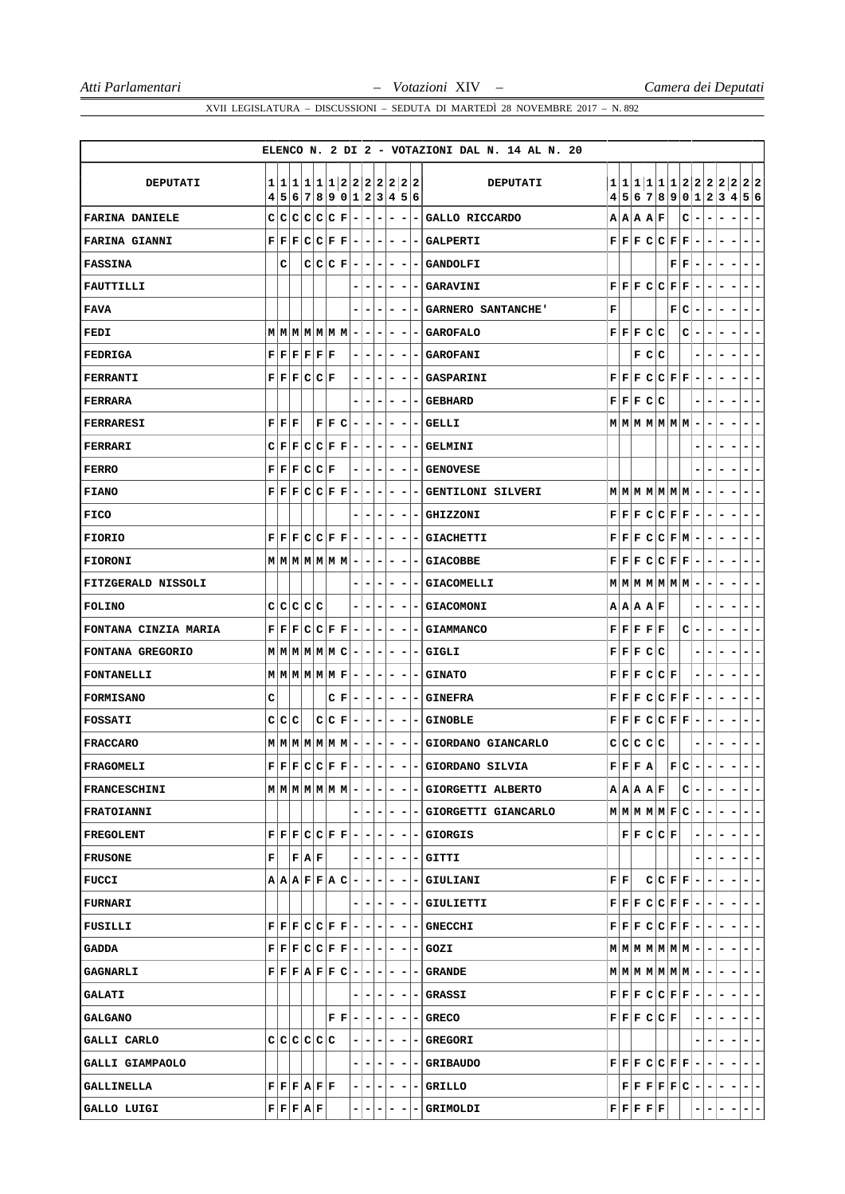XVII LEGISLATURA – DISCUSSIONI – SEDUTA DI MARTEDÌ 28 NOVEMBRE 2017 – N. 892

ELENCO N. 2 DI 2 - VOTAZIONI DAL N. 14 AL N. 20

| DEPUTATI | 14 | 15 | 16 | 17 | 18 | 19 | 20 | 21 | 22 | 23 | 24 | 25 | 26 | DEPUTATI | 14 | 15 | 16 | 17 | 18 | 19 | 20 | 21 | 22 | 23 | 24 | 25 | 26 |
|---|---|---|---|---|---|---|---|---|---|---|---|---|---|---|---|---|---|---|---|---|---|---|---|---|---|---|---|
| FARINA DANIELE | C | C | C | C | C | C | F | - | - | - | - | - | - | GALLO RICCARDO | A | A | A | A | F | | C | - | - | - | - | - | - |
| FARINA GIANNI | F | F | F | C | C | F | F | - | - | - | - | - | - | GALPERTI | F | F | F | C | C | F | F | - | - | - | - | - | - |
| FASSINA | | C | | C | C | C | F | - | - | - | - | - | - | GANDOLFI | | | | | | F | F | - | - | - | - | - | - |
| FAUTTILLI | | | | | | | | - | - | - | - | - | - | GARAVINI | F | F | F | C | C | F | F | - | - | - | - | - | - |
| FAVA | | | | | | | | - | - | - | - | - | - | GARNERO SANTANCHE' | F | | | | | F | C | - | - | - | - | - | - |
| FEDI | M | M | M | M | M | M | M | - | - | - | - | - | - | GAROFALO | F | F | F | C | C | | C | - | - | - | - | - | - |
| FEDRIGA | F | F | F | F | F | F | | - | - | - | - | - | - | GAROFANI | | | F | C | C | | | - | - | - | - | - | - |
| FERRANTI | F | F | F | C | C | F | | - | - | - | - | - | - | GASPARINI | F | F | F | C | C | F | F | - | - | - | - | - | - |
| FERRARA | | | | | | | | - | - | - | - | - | - | GEBHARD | F | F | F | C | C | | | - | - | - | - | - | - |
| FERRARESI | F | F | F | | F | F | C | - | - | - | - | - | - | GELLI | M | M | M | M | M | M | M | - | - | - | - | - | - |
| FERRARI | C | F | F | C | C | F | F | - | - | - | - | - | - | GELMINI | | | | | | | | - | - | - | - | - | - |
| FERRO | F | F | F | C | C | F | | - | - | - | - | - | - | GENOVESE | | | | | | | | - | - | - | - | - | - |
| FIANO | F | F | F | C | C | F | F | - | - | - | - | - | - | GENTILONI SILVERI | M | M | M | M | M | M | M | - | - | - | - | - | - |
| FICO | | | | | | | | - | - | - | - | - | - | GHIZZONI | F | F | F | C | C | F | F | - | - | - | - | - | - |
| FIORIO | F | F | F | C | C | F | F | - | - | - | - | - | - | GIACHETTI | F | F | F | C | C | F | M | - | - | - | - | - | - |
| FIORONI | M | M | M | M | M | M | M | - | - | - | - | - | - | GIACOBBE | F | F | F | C | C | F | F | - | - | - | - | - | - |
| FITZGERALD NISSOLI | | | | | | | | - | - | - | - | - | - | GIACOMELLI | M | M | M | M | M | M | M | - | - | - | - | - | - |
| FOLINO | C | C | C | C | C | | | - | - | - | - | - | - | GIACOMONI | A | A | A | A | F | | | - | - | - | - | - | - |
| FONTANA CINZIA MARIA | F | F | F | C | C | F | F | - | - | - | - | - | - | GIAMMANCO | F | F | F | F | F | | C | - | - | - | - | - | - |
| FONTANA GREGORIO | M | M | M | M | M | M | C | - | - | - | - | - | - | GIGLI | F | F | F | C | C | | | - | - | - | - | - | - |
| FONTANELLI | M | M | M | M | M | M | F | - | - | - | - | - | - | GINATO | F | F | F | C | C | F | | - | - | - | - | - | - |
| FORMISANO | C | | | | | C | F | - | - | - | - | - | - | GINEFRA | F | F | F | C | C | F | F | - | - | - | - | - | - |
| FOSSATI | C | C | C | | C | C | F | - | - | - | - | - | - | GINOBLE | F | F | F | C | C | F | F | - | - | - | - | - | - |
| FRACCARO | M | M | M | M | M | M | M | - | - | - | - | - | - | GIORDANO GIANCARLO | C | C | C | C | C | | | - | - | - | - | - | - |
| FRAGOMELI | F | F | F | C | C | F | F | - | - | - | - | - | - | GIORDANO SILVIA | F | F | F | A | | F | C | - | - | - | - | - | - |
| FRANCESCHINI | M | M | M | M | M | M | M | - | - | - | - | - | - | GIORGETTI ALBERTO | A | A | A | A | F | | C | - | - | - | - | - | - |
| FRATOIANNI | | | | | | | | - | - | - | - | - | - | GIORGETTI GIANCARLO | M | M | M | M | M | F | C | - | - | - | - | - | - |
| FREGOLENT | F | F | F | C | C | F | F | - | - | - | - | - | - | GIORGIS | | F | F | C | C | F | | - | - | - | - | - | - |
| FRUSONE | F | | F | A | F | | | - | - | - | - | - | - | GITTI | | | | | | | | - | - | - | - | - | - |
| FUCCI | A | A | A | F | F | A | C | - | - | - | - | - | - | GIULIANI | F | F | | C | C | F | F | - | - | - | - | - | - |
| FURNARI | | | | | | | | - | - | - | - | - | - | GIULIETTI | F | F | F | C | C | F | F | - | - | - | - | - | - |
| FUSILLI | F | F | F | C | C | F | F | - | - | - | - | - | - | GNECCHI | F | F | F | C | C | F | F | - | - | - | - | - | - |
| GADDA | F | F | F | C | C | F | F | - | - | - | - | - | - | GOZI | M | M | M | M | M | M | M | - | - | - | - | - | - |
| GAGNARLI | F | F | F | A | F | F | C | - | - | - | - | - | - | GRANDE | M | M | M | M | M | M | M | - | - | - | - | - | - |
| GALATI | | | | | | | | - | - | - | - | - | - | GRASSI | F | F | F | C | C | F | F | - | - | - | - | - | - |
| GALGANO | | | | | | F | F | - | - | - | - | - | - | GRECO | F | F | F | C | C | F | | - | - | - | - | - | - |
| GALLI CARLO | C | C | C | C | C | C | | - | - | - | - | - | - | GREGORI | | | | | | | | - | - | - | - | - | - |
| GALLI GIAMPAOLO | | | | | | | | - | - | - | - | - | - | GRIBAUDO | F | F | F | C | C | F | F | - | - | - | - | - | - |
| GALLINELLA | F | F | F | A | F | F | | - | - | - | - | - | - | GRILLO | | F | F | F | F | F | C | - | - | - | - | - | - |
| GALLO LUIGI | F | F | F | A | F | | | - | - | - | - | - | - | GRIMOLDI | F | F | F | F | F | | | - | - | - | - | - | - |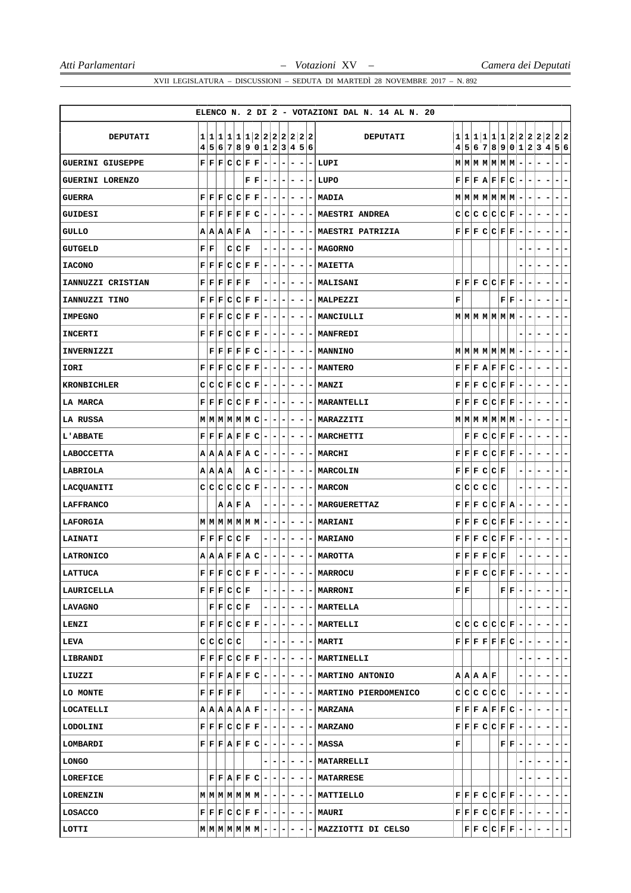XVII LEGISLATURA – DISCUSSIONI – SEDUTA DI MARTEDÌ 28 NOVEMBRE 2017 – N. 892

ELENCO N. 2 DI 2 - VOTAZIONI DAL N. 14 AL N. 20

| DEPUTATI | 14 | 15 | 16 | 17 | 18 | 19 | 20 | 21 | 22 | 23 | 24 | 25 | 26 | DEPUTATI | 14 | 15 | 16 | 17 | 18 | 19 | 20 | 21 | 22 | 23 | 24 | 25 | 26 |
|---|---|---|---|---|---|---|---|---|---|---|---|---|---|---|---|---|---|---|---|---|---|---|---|---|---|---|---|
| GUERINI GIUSEPPE | F | F | F | C | C | F | F | - | - | - | - | - | - | LUPI | M | M | M | M | M | M | M | - | - | - | - | - | - |
| GUERINI LORENZO | | | | | | F | F | - | - | - | - | - | - | LUPO | F | F | F | A | F | F | C | - | - | - | - | - | - |
| GUERRA | F | F | F | C | C | F | F | - | - | - | - | - | - | MADIA | M | M | M | M | M | M | M | - | - | - | - | - | - |
| GUIDESI | F | F | F | F | F | F | C | - | - | - | - | - | - | MAESTRI ANDREA | C | C | C | C | C | C | F | - | - | - | - | - | - |
| GULLO | A | A | A | A | F | A | | - | - | - | - | - | - | MAESTRI PATRIZIA | F | F | F | C | C | F | F | - | - | - | - | - | - |
| GUTGELD | F | F | | C | C | F | | - | - | - | - | - | - | MAGORNO | | | | | | | | - | - | - | - | - | - |
| IACONO | F | F | F | C | C | F | F | - | - | - | - | - | - | MAIETTA | | | | | | | | - | - | - | - | - | - |
| IANNUZZI CRISTIAN | F | F | F | F | F | F | | - | - | - | - | - | - | MALISANI | F | F | F | C | C | F | F | - | - | - | - | - | - |
| IANNUZZI TINO | F | F | F | C | C | F | F | - | - | - | - | - | - | MALPEZZI | F | | | | | F | F | - | - | - | - | - | - |
| IMPEGNO | F | F | F | C | C | F | F | - | - | - | - | - | - | MANCIULLI | M | M | M | M | M | M | M | - | - | - | - | - | - |
| INCERTI | F | F | F | C | C | F | F | - | - | - | - | - | - | MANFREDI | | | | | | | | - | - | - | - | - | - |
| INVERNIZZI | | F | F | F | F | F | C | - | - | - | - | - | - | MANNINO | M | M | M | M | M | M | M | - | - | - | - | - | - |
| IORI | F | F | F | C | C | F | F | - | - | - | - | - | - | MANTERO | F | F | F | A | F | F | C | - | - | - | - | - | - |
| KRONBICHLER | C | C | C | F | C | C | F | - | - | - | - | - | - | MANZI | F | F | F | C | C | F | F | - | - | - | - | - | - |
| LA MARCA | F | F | F | C | C | F | F | - | - | - | - | - | - | MARANTELLI | F | F | F | C | C | F | F | - | - | - | - | - | - |
| LA RUSSA | M | M | M | M | M | M | C | - | - | - | - | - | - | MARAZZITI | M | M | M | M | M | M | M | - | - | - | - | - | - |
| L'ABBATE | F | F | F | A | F | F | C | - | - | - | - | - | - | MARCHETTI | | F | F | C | C | F | F | - | - | - | - | - | - |
| LABOCCETTA | A | A | A | A | F | A | C | - | - | - | - | - | - | MARCHI | F | F | F | C | C | F | F | - | - | - | - | - | - |
| LABRIOLA | A | A | A | A | | A | C | - | - | - | - | - | - | MARCOLIN | F | F | F | C | C | F | | - | - | - | - | - | - |
| LACQUANITI | C | C | C | C | C | C | F | - | - | - | - | - | - | MARCON | C | C | C | C | C | | | - | - | - | - | - | - |
| LAFFRANCO | | | A | A | F | A | | - | - | - | - | - | - | MARGUERETTAZ | F | F | F | C | C | F | A | - | - | - | - | - | - |
| LAFORGIA | M | M | M | M | M | M | M | - | - | - | - | - | - | MARIANI | F | F | F | C | C | F | F | - | - | - | - | - | - |
| LAINATI | F | F | F | C | C | F | | - | - | - | - | - | - | MARIANO | F | F | F | C | C | F | F | - | - | - | - | - | - |
| LATRONICO | A | A | A | F | F | A | C | - | - | - | - | - | - | MAROTTA | F | F | F | F | C | F | | - | - | - | - | - | - |
| LATTUCA | F | F | F | C | C | F | F | - | - | - | - | - | - | MARROCU | F | F | F | C | C | F | F | - | - | - | - | - | - |
| LAURICELLA | F | F | F | C | C | F | | - | - | - | - | - | - | MARRONI | F | F | | | | F | F | - | - | - | - | - | - |
| LAVAGNO | | F | F | C | C | F | | - | - | - | - | - | - | MARTELLA | | | | | | | | - | - | - | - | - | - |
| LENZI | F | F | F | C | C | F | F | - | - | - | - | - | - | MARTELLI | C | C | C | C | C | C | F | - | - | - | - | - | - |
| LEVA | C | C | C | C | C | | | - | - | - | - | - | - | MARTI | F | F | F | F | F | F | C | - | - | - | - | - | - |
| LIBRANDI | F | F | F | C | C | F | F | - | - | - | - | - | - | MARTINELLI | | | | | | | | - | - | - | - | - | - |
| LIUZZI | F | F | F | A | F | F | C | - | - | - | - | - | - | MARTINO ANTONIO | A | A | A | A | F | | | - | - | - | - | - | - |
| LO MONTE | F | F | F | F | F | | | - | - | - | - | - | - | MARTINO PIERDOMENICO | C | C | C | C | C | C | | - | - | - | - | - | - |
| LOCATELLI | A | A | A | A | A | A | F | - | - | - | - | - | - | MARZANA | F | F | F | A | F | F | C | - | - | - | - | - | - |
| LODOLINI | F | F | F | C | C | F | F | - | - | - | - | - | - | MARZANO | F | F | F | C | C | F | F | - | - | - | - | - | - |
| LOMBARDI | F | F | F | A | F | F | C | - | - | - | - | - | - | MASSA | F | | | | | F | F | - | - | - | - | - | - |
| LONGO | | | | | | | | - | - | - | - | - | - | MATARRELLI | | | | | | | | - | - | - | - | - | - |
| LOREFICE | | F | F | A | F | F | C | - | - | - | - | - | - | MATARRESE | | | | | | | | - | - | - | - | - | - |
| LORENZIN | M | M | M | M | M | M | M | - | - | - | - | - | - | MATTIELLO | F | F | F | C | C | F | F | - | - | - | - | - | - |
| LOSACCO | F | F | F | C | C | F | F | - | - | - | - | - | - | MAURI | F | F | F | C | C | F | F | - | - | - | - | - | - |
| LOTTI | M | M | M | M | M | M | M | - | - | - | - | - | - | MAZZIOTTI DI CELSO | | F | F | C | C | F | F | - | - | - | - | - | - |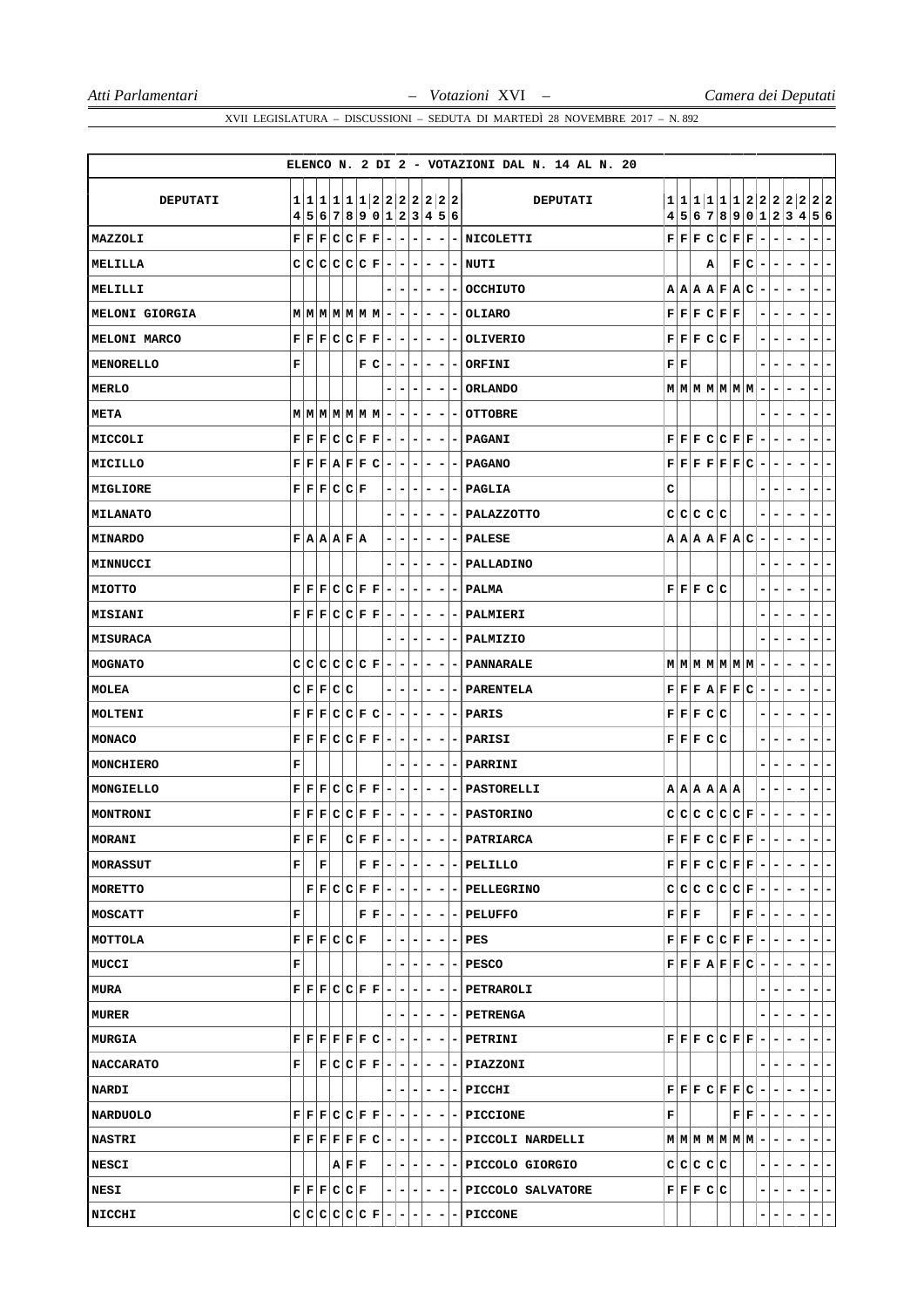XVII LEGISLATURA – DISCUSSIONI – SEDUTA DI MARTEDÌ 28 NOVEMBRE 2017 – N. 892

ELENCO N. 2 DI 2 - VOTAZIONI DAL N. 14 AL N. 20

| DEPUTATI | 14 | 15 | 16 | 17 | 18 | 19 | 20 | 21 | 22 | 23 | 24 | 25 | 26 | DEPUTATI | 14 | 15 | 16 | 17 | 18 | 19 | 20 | 21 | 22 | 23 | 24 | 25 | 26 |
|---|---|---|---|---|---|---|---|---|---|---|---|---|---|---|---|---|---|---|---|---|---|---|---|---|---|---|---|
| MAZZOLI | F | F | F | C | C | F | F | - | - | - | - | - | - | NICOLETTI | F | F | F | C | C | F | F | - | - | - | - | - | - |
| MELILLA | C | C | C | C | C | C | F | - | - | - | - | - | - | NUTI | | | A | | | F | C | - | - | - | - | - | - |
| MELILLI | | | | | | | | - | - | - | - | - | - | OCCHIUTO | A | A | A | A | F | A | C | - | - | - | - | - | - |
| MELONI GIORGIA | M | M | M | M | M | M | M | - | - | - | - | - | - | OLIARO | F | F | F | C | F | F | | - | - | - | - | - | - |
| MELONI MARCO | F | F | F | C | C | F | F | - | - | - | - | - | - | OLIVERIO | F | F | F | C | C | F | | - | - | - | - | - | - |
| MENORELLO | F | | | | | F | C | - | - | - | - | - | - | ORFINI | F | F | | | | | | - | - | - | - | - | - |
| MERLO | | | | | | | | - | - | - | - | - | - | ORLANDO | M | M | M | M | M | M | M | - | - | - | - | - | - |
| META | M | M | M | M | M | M | M | - | - | - | - | - | - | OTTOBRE | | | | | | | | - | - | - | - | - | - |
| MICCOLI | F | F | F | C | C | F | F | - | - | - | - | - | - | PAGANI | F | F | F | C | C | F | F | - | - | - | - | - | - |
| MICILLO | F | F | F | A | F | F | C | - | - | - | - | - | - | PAGANO | F | F | F | F | F | F | C | - | - | - | - | - | - |
| MIGLIORE | F | F | F | C | C | F | | - | - | - | - | - | - | PAGLIA | C | | | | | | | - | - | - | - | - | - |
| MILANATO | | | | | | | | - | - | - | - | - | - | PALAZZOTTO | C | C | C | C | C | | | - | - | - | - | - | - |
| MINARDO | F | A | A | A | F | A | | - | - | - | - | - | - | PALESE | A | A | A | A | F | A | C | - | - | - | - | - | - |
| MINNUCCI | | | | | | | | - | - | - | - | - | - | PALLADINO | | | | | | | | - | - | - | - | - | - |
| MIOTTO | F | F | F | C | C | F | F | - | - | - | - | - | - | PALMA | F | F | F | C | C | | | - | - | - | - | - | - |
| MISIANI | F | F | F | C | C | F | F | - | - | - | - | - | - | PALMIERI | | | | | | | | - | - | - | - | - | - |
| MISURACA | | | | | | | | - | - | - | - | - | - | PALMIZIO | | | | | | | | - | - | - | - | - | - |
| MOGNATO | C | C | C | C | C | C | F | - | - | - | - | - | - | PANNARALE | M | M | M | M | M | M | M | - | - | - | - | - | - |
| MOLEA | C | F | F | C | C | | | - | - | - | - | - | - | PARENTELA | F | F | F | A | F | F | C | - | - | - | - | - | - |
| MOLTENI | F | F | F | C | C | F | C | - | - | - | - | - | - | PARIS | F | F | F | C | C | | | - | - | - | - | - | - |
| MONACO | F | F | F | C | C | F | F | - | - | - | - | - | - | PARISI | F | F | F | C | C | | | - | - | - | - | - | - |
| MONCHIERO | F | | | | | | | - | - | - | - | - | - | PARRINI | | | | | | | | - | - | - | - | - | - |
| MONGIELLO | F | F | F | C | C | F | F | - | - | - | - | - | - | PASTORELLI | A | A | A | A | A | A | | - | - | - | - | - | - |
| MONTRONI | F | F | F | C | C | F | F | - | - | - | - | - | - | PASTORINO | C | C | C | C | C | C | F | - | - | - | - | - | - |
| MORANI | F | F | F | | C | F | F | - | - | - | - | - | - | PATRIARCA | F | F | F | C | C | F | F | - | - | - | - | - | - |
| MORASSUT | F | | F | | | F | F | - | - | - | - | - | - | PELILLO | F | F | F | C | C | F | F | - | - | - | - | - | - |
| MORETTO | | F | F | C | C | F | F | - | - | - | - | - | - | PELLEGRINO | C | C | C | C | C | C | F | - | - | - | - | - | - |
| MOSCATT | F | | | | | F | F | - | - | - | - | - | - | PELUFFO | F | F | F | | | F | F | - | - | - | - | - | - |
| MOTTOLA | F | F | F | C | C | F | | - | - | - | - | - | - | PES | F | F | F | C | C | F | F | - | - | - | - | - | - |
| MUCCI | F | | | | | | | - | - | - | - | - | - | PESCO | F | F | F | A | F | F | C | - | - | - | - | - | - |
| MURA | F | F | F | C | C | F | F | - | - | - | - | - | - | PETRAROLI | | | | | | | | - | - | - | - | - | - |
| MURER | | | | | | | | - | - | - | - | - | - | PETRENGA | | | | | | | | - | - | - | - | - | - |
| MURGIA | F | F | F | F | F | F | C | - | - | - | - | - | - | PETRINI | F | F | F | C | C | F | F | - | - | - | - | - | - |
| NACCARATO | F | | F | C | C | F | F | - | - | - | - | - | - | PIAZZONI | | | | | | | | - | - | - | - | - | - |
| NARDI | | | | | | | | - | - | - | - | - | - | PICCHI | F | F | F | C | F | F | C | - | - | - | - | - | - |
| NARDUOLO | F | F | F | C | C | F | F | - | - | - | - | - | - | PICCIONE | F | | | | | F | F | - | - | - | - | - | - |
| NASTRI | F | F | F | F | F | F | C | - | - | - | - | - | - | PICCOLI NARDELLI | M | M | M | M | M | M | M | - | - | - | - | - | - |
| NESCI | | | | A | F | F | | - | - | - | - | - | - | PICCOLO GIORGIO | C | C | C | C | C | | | - | - | - | - | - | - |
| NESI | F | F | F | C | C | F | | - | - | - | - | - | - | PICCOLO SALVATORE | F | F | F | C | C | | | - | - | - | - | - | - |
| NICCHI | C | C | C | C | C | C | F | - | - | - | - | - | - | PICCONE | | | | | | | | - | - | - | - | - | - |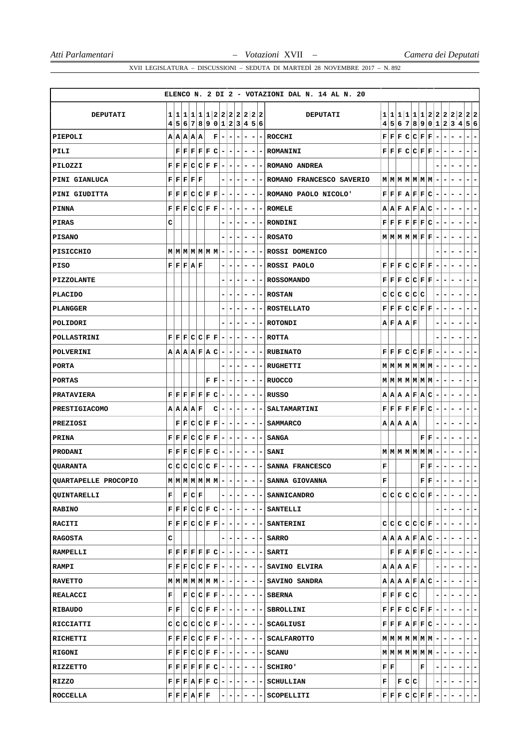XVII LEGISLATURA – DISCUSSIONI – SEDUTA DI MARTEDÌ 28 NOVEMBRE 2017 – N. 892

ELENCO N. 2 DI 2 - VOTAZIONI DAL N. 14 AL N. 20

| DEPUTATI | 14 | 15 | 16 | 17 | 18 | 19 | 20 | 21 | 22 | 23 | 24 | 25 | 26 | DEPUTATI | 14 | 15 | 16 | 17 | 18 | 19 | 20 | 21 | 22 | 23 | 24 | 25 | 26 |
|---|---|---|---|---|---|---|---|---|---|---|---|---|---|---|---|---|---|---|---|---|---|---|---|---|---|---|---|
| PIEPOLI | A | A | A | A | A | | F | - | - | - | - | - | - | ROCCHI | F | F | F | C | C | F | F | - | - | - | - | - | - |
| PILI | | F | F | F | F | F | C | - | - | - | - | - | - | ROMANINI | F | F | F | C | C | F | F | - | - | - | - | - | - |
| PILOZZI | F | F | F | C | C | F | F | - | - | - | - | - | - | ROMANO ANDREA | | | | | | | | - | - | - | - | - | - |
| PINI GIANLUCA | F | F | F | F | F | | | - | - | - | - | - | - | ROMANO FRANCESCO SAVERIO | M | M | M | M | M | M | M | - | - | - | - | - | - |
| PINI GIUDITTA | F | F | F | C | C | F | F | - | - | - | - | - | - | ROMANO PAOLO NICOLO' | F | F | F | A | F | F | C | - | - | - | - | - | - |
| PINNA | F | F | F | C | C | F | F | - | - | - | - | - | - | ROMELE | A | A | F | A | F | A | C | - | - | - | - | - | - |
| PIRAS | C | | | | | | | - | - | - | - | - | - | RONDINI | F | F | F | F | F | F | C | - | - | - | - | - | - |
| PISANO | | | | | | | | - | - | - | - | - | - | ROSATO | M | M | M | M | M | F | F | - | - | - | - | - | - |
| PISICCHIO | M | M | M | M | M | M | M | - | - | - | - | - | - | ROSSI DOMENICO | | | | | | | | - | - | - | - | - | - |
| PISO | F | F | F | A | F | | | - | - | - | - | - | - | ROSSI PAOLO | F | F | F | C | C | F | F | - | - | - | - | - | - |
| PIZZOLANTE | | | | | | | | - | - | - | - | - | - | ROSSOMANDO | F | F | F | C | C | F | F | - | - | - | - | - | - |
| PLACIDO | | | | | | | | - | - | - | - | - | - | ROSTAN | C | C | C | C | C | C | | - | - | - | - | - | - |
| PLANGGER | | | | | | | | - | - | - | - | - | - | ROSTELLATO | F | F | F | C | C | F | F | - | - | - | - | - | - |
| POLIDORI | | | | | | | | - | - | - | - | - | - | ROTONDI | A | F | A | A | F | | | - | - | - | - | - | - |
| POLLASTRINI | F | F | F | C | C | F | F | - | - | - | - | - | - | ROTTA | | | | | | | | - | - | - | - | - | - |
| POLVERINI | A | A | A | A | F | A | C | - | - | - | - | - | - | RUBINATO | F | F | F | C | C | F | F | - | - | - | - | - | - |
| PORTA | | | | | | | | - | - | - | - | - | - | RUGHETTI | M | M | M | M | M | M | M | - | - | - | - | - | - |
| PORTAS | | | | | | F | F | - | - | - | - | - | - | RUOCCO | M | M | M | M | M | M | M | - | - | - | - | - | - |
| PRATAVIERA | F | F | F | F | F | F | C | - | - | - | - | - | - | RUSSO | A | A | A | A | F | A | C | - | - | - | - | - | - |
| PRESTIGIACOMO | A | A | A | A | F | | C | - | - | - | - | - | - | SALTAMARTINI | F | F | F | F | F | F | C | - | - | - | - | - | - |
| PREZIOSI | | F | F | C | C | F | F | - | - | - | - | - | - | SAMMARCO | A | A | A | A | A | | | - | - | - | - | - | - |
| PRINA | F | F | F | C | C | F | F | - | - | - | - | - | - | SANGA | | | | | | F | F | - | - | - | - | - | - |
| PRODANI | F | F | F | C | F | F | C | - | - | - | - | - | - | SANI | M | M | M | M | M | M | M | - | - | - | - | - | - |
| QUARANTA | C | C | C | C | C | C | F | - | - | - | - | - | - | SANNA FRANCESCO | F | | | | | F | F | - | - | - | - | - | - |
| QUARTAPELLE PROCOPIO | M | M | M | M | M | M | M | - | - | - | - | - | - | SANNA GIOVANNA | F | | | | | F | F | - | - | - | - | - | - |
| QUINTARELLI | F | | F | C | F | | | - | - | - | - | - | - | SANNICANDRO | C | C | C | C | C | C | F | - | - | - | - | - | - |
| RABINO | F | F | F | C | C | F | C | - | - | - | - | - | - | SANTELLI | | | | | | | | - | - | - | - | - | - |
| RACITI | F | F | F | C | C | F | F | - | - | - | - | - | - | SANTERINI | C | C | C | C | C | C | F | - | - | - | - | - | - |
| RAGOSTA | C | | | | | | | - | - | - | - | - | - | SARRO | A | A | A | A | F | A | C | - | - | - | - | - | - |
| RAMPELLI | F | F | F | F | F | F | C | - | - | - | - | - | - | SARTI | | F | F | A | F | F | C | - | - | - | - | - | - |
| RAMPI | F | F | F | C | C | F | F | - | - | - | - | - | - | SAVINO ELVIRA | A | A | A | A | F | | | - | - | - | - | - | - |
| RAVETTO | M | M | M | M | M | M | M | - | - | - | - | - | - | SAVINO SANDRA | A | A | A | A | F | A | C | - | - | - | - | - | - |
| REALACCI | F | | F | C | C | F | F | - | - | - | - | - | - | SBERNA | F | F | F | C | C | | | - | - | - | - | - | - |
| RIBAUDO | F | F | | C | C | F | F | - | - | - | - | - | - | SBROLLINI | F | F | F | C | C | F | F | - | - | - | - | - | - |
| RICCIATTI | C | C | C | C | C | C | F | - | - | - | - | - | - | SCAGLIUSI | F | F | F | A | F | F | C | - | - | - | - | - | - |
| RICHETTI | F | F | F | C | C | F | F | - | - | - | - | - | - | SCALFAROTTO | M | M | M | M | M | M | M | - | - | - | - | - | - |
| RIGONI | F | F | F | C | C | F | F | - | - | - | - | - | - | SCANU | M | M | M | M | M | M | M | - | - | - | - | - | - |
| RIZZETTO | F | F | F | F | F | F | C | - | - | - | - | - | - | SCHIRO' | F | F | | | | F | | - | - | - | - | - | - |
| RIZZO | F | F | F | A | F | F | C | - | - | - | - | - | - | SCHULLIAN | F | | F | C | C | | | - | - | - | - | - | - |
| ROCCELLA | F | F | F | A | F | F | | - | - | - | - | - | - | SCOPELLITI | F | F | F | C | C | F | F | - | - | - | - | - | - |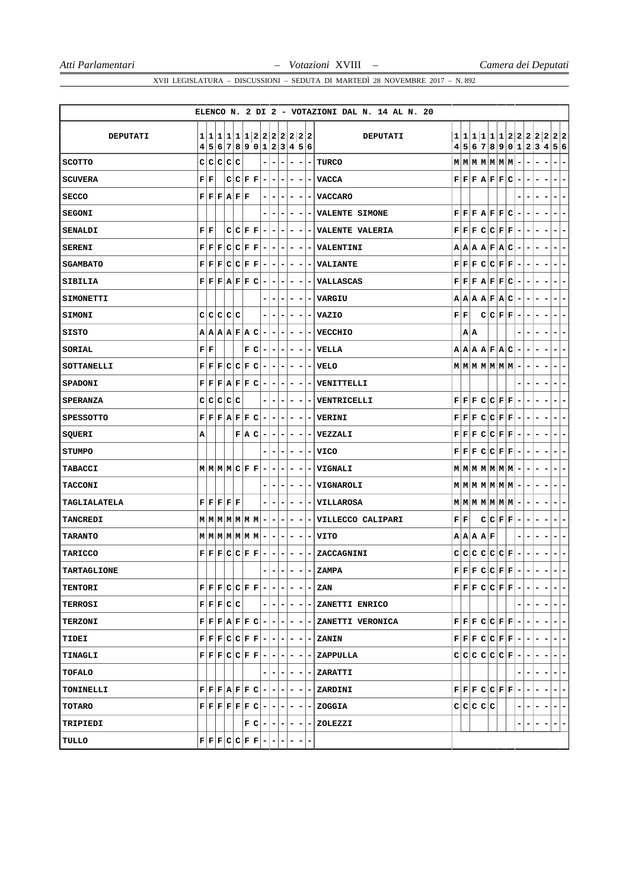XVII LEGISLATURA – DISCUSSIONI – SEDUTA DI MARTEDÌ 28 NOVEMBRE 2017 – N. 892

ELENCO N. 2 DI 2 - VOTAZIONI DAL N. 14 AL N. 20

| DEPUTATI | 14 | 15 | 16 | 17 | 18 | 19 | 20 | 21 | 22 | 23 | 24 | 25 | 26 | DEPUTATI | 14 | 15 | 16 | 17 | 18 | 19 | 20 | 21 | 22 | 23 | 24 | 25 | 26 |
|---|---|---|---|---|---|---|---|---|---|---|---|---|---|---|---|---|---|---|---|---|---|---|---|---|---|---|---|
| SCOTTO | C | C | C | C | C | | | - | - | - | - | - | - | TURCO | M | M | M | M | M | M | M | - | - | - | - | - | - |
| SCUVERA | F | F | | C | C | F | F | - | - | - | - | - | - | VACCA | F | F | F | A | F | F | C | - | - | - | - | - | - |
| SECCO | F | F | F | A | F | F | | - | - | - | - | - | - | VACCARO | | | | | | | | - | - | - | - | - | - |
| SEGONI | | | | | | | | - | - | - | - | - | - | VALENTE SIMONE | F | F | F | A | F | F | C | - | - | - | - | - | - |
| SENALDI | F | F | | C | C | F | F | - | - | - | - | - | - | VALENTE VALERIA | F | F | F | C | C | F | F | - | - | - | - | - | - |
| SERENI | F | F | F | C | C | F | F | - | - | - | - | - | - | VALENTINI | A | A | A | A | F | A | C | - | - | - | - | - | - |
| SGAMBATO | F | F | F | C | C | F | F | - | - | - | - | - | - | VALIANTE | F | F | F | C | C | F | F | - | - | - | - | - | - |
| SIBILIA | F | F | F | A | F | F | C | - | - | - | - | - | - | VALLASCAS | F | F | F | A | F | F | C | - | - | - | - | - | - |
| SIMONETTI | | | | | | | | - | - | - | - | - | - | VARGIU | A | A | A | A | F | A | C | - | - | - | - | - | - |
| SIMONI | C | C | C | C | C | | | - | - | - | - | - | - | VAZIO | F | F | | C | C | F | F | - | - | - | - | - | - |
| SISTO | A | A | A | A | F | A | C | - | - | - | - | - | - | VECCHIO | | A | A | | | | | - | - | - | - | - | - |
| SORIAL | F | F | | | | F | C | - | - | - | - | - | - | VELLA | A | A | A | A | F | A | C | - | - | - | - | - | - |
| SOTTANELLI | F | F | F | C | C | F | C | - | - | - | - | - | - | VELO | M | M | M | M | M | M | M | - | - | - | - | - | - |
| SPADONI | F | F | F | A | F | F | C | - | - | - | - | - | - | VENITTELLI | | | | | | | | - | - | - | - | - | - |
| SPERANZA | C | C | C | C | C | | | - | - | - | - | - | - | VENTRICELLI | F | F | F | C | C | F | F | - | - | - | - | - | - |
| SPESSOTTO | F | F | F | A | F | F | C | - | - | - | - | - | - | VERINI | F | F | F | C | C | F | F | - | - | - | - | - | - |
| SQUERI | A | | | | F | A | C | - | - | - | - | - | - | VEZZALI | F | F | F | C | C | F | F | - | - | - | - | - | - |
| STUMPO | | | | | | | | - | - | - | - | - | - | VICO | F | F | F | C | C | F | F | - | - | - | - | - | - |
| TABACCI | M | M | M | M | C | F | F | - | - | - | - | - | - | VIGNALI | M | M | M | M | M | M | M | - | - | - | - | - | - |
| TACCONI | | | | | | | | - | - | - | - | - | - | VIGNAROLI | M | M | M | M | M | M | M | - | - | - | - | - | - |
| TAGLIALATELA | F | F | F | F | F | | | - | - | - | - | - | - | VILLAROSA | M | M | M | M | M | M | M | - | - | - | - | - | - |
| TANCREDI | M | M | M | M | M | M | M | - | - | - | - | - | - | VILLECCO CALIPARI | F | F | | C | C | F | F | - | - | - | - | - | - |
| TARANTO | M | M | M | M | M | M | M | - | - | - | - | - | - | VITO | A | A | A | A | F | | | - | - | - | - | - | - |
| TARICCO | F | F | F | C | C | F | F | - | - | - | - | - | - | ZACCAGNINI | C | C | C | C | C | C | F | - | - | - | - | - | - |
| TARTAGLIONE | | | | | | | | - | - | - | - | - | - | ZAMPA | F | F | F | C | C | F | F | - | - | - | - | - | - |
| TENTORI | F | F | F | C | C | F | F | - | - | - | - | - | - | ZAN | F | F | F | C | C | F | F | - | - | - | - | - | - |
| TERROSI | F | F | F | C | C | | | - | - | - | - | - | - | ZANETTI ENRICO | | | | | | | | - | - | - | - | - | - |
| TERZONI | F | F | F | A | F | F | C | - | - | - | - | - | - | ZANETTI VERONICA | F | F | F | C | C | F | F | - | - | - | - | - | - |
| TIDEI | F | F | F | C | C | F | F | - | - | - | - | - | - | ZANIN | F | F | F | C | C | F | F | - | - | - | - | - | - |
| TINAGLI | F | F | F | C | C | F | F | - | - | - | - | - | - | ZAPPULLA | C | C | C | C | C | C | F | - | - | - | - | - | - |
| TOFALO | | | | | | | | - | - | - | - | - | - | ZARATTI | | | | | | | | - | - | - | - | - | - |
| TONINELLI | F | F | F | A | F | F | C | - | - | - | - | - | - | ZARDINI | F | F | F | C | C | F | F | - | - | - | - | - | - |
| TOTARO | F | F | F | F | F | F | C | - | - | - | - | - | - | ZOGGIA | C | C | C | C | C | | | - | - | - | - | - | - |
| TRIPIEDI | | | | | | F | C | - | - | - | - | - | - | ZOLEZZI | | | | | | | | - | - | - | - | - | - |
| TULLO | F | F | F | C | C | F | F | - | - | - | - | - | - | | | | | | | | | | | | | | |